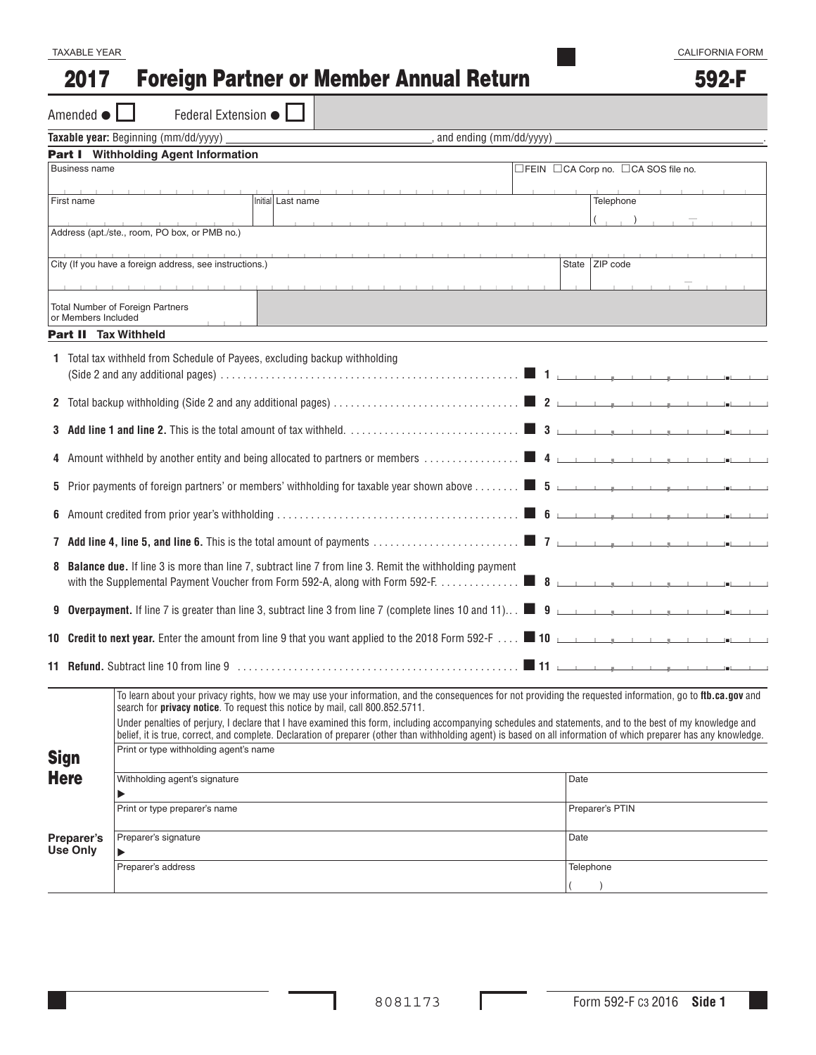TAXABLE YEAR

CALIFORNIA FORM

# 2017 Foreign Partner or Member Annual Return 592-F

Amended ● ☐ Federal Extension ● ☐

**Taxable year:** Beginning (mm/dd/yyyy) ____________________, and ending (mm/dd/yyyy) ____________________.

## Part I Withholding Agent Information

| Business name | | ☐FEIN ☐CA Corp no. ☐CA SOS file no. |
|---|---|---|
| First name | Initial Last name | Telephone ( ) - |
| Address (apt./ste., room, PO box, or PMB no.) | | |
| City (If you have a foreign address, see instructions.) | State | ZIP code |
| Total Number of Foreign Partners or Members Included | | |

## Part II Tax Withheld

1 Total tax withheld from Schedule of Payees, excluding backup withholding (Side 2 and any additional pages) . . . . . . . . . . . . ■ 1 ______

2 Total backup withholding (Side 2 and any additional pages) . . . . . . . . . . . . ■ 2 ______

3 **Add line 1 and line 2.** This is the total amount of tax withheld. . . . . . . . . . . . ■ 3 ______

4 Amount withheld by another entity and being allocated to partners or members . . . . . . ■ 4 ______

5 Prior payments of foreign partners' or members' withholding for taxable year shown above . . . ■ 5 ______

6 Amount credited from prior year's withholding . . . . . . . . . . . . ■ 6 ______

7 **Add line 4, line 5, and line 6.** This is the total amount of payments . . . . . . . . ■ 7 ______

8 **Balance due.** If line 3 is more than line 7, subtract line 7 from line 3. Remit the withholding payment with the Supplemental Payment Voucher from Form 592-A, along with Form 592-F. . . . . . ■ 8 ______

9 **Overpayment.** If line 7 is greater than line 3, subtract line 3 from line 7 (complete lines 10 and 11)... ■ 9 ______

10 **Credit to next year.** Enter the amount from line 9 that you want applied to the 2018 Form 592-F . . . . ■ 10 ______

11 **Refund.** Subtract line 10 from line 9 . . . . . . . . . . . . ■ 11 ______

To learn about your privacy rights, how we may use your information, and the consequences for not providing the requested information, go to **ftb.ca.gov** and search for **privacy notice**. To request this notice by mail, call 800.852.5711.

Under penalties of perjury, I declare that I have examined this form, including accompanying schedules and statements, and to the best of my knowledge and belief, it is true, correct, and complete. Declaration of preparer (other than withholding agent) is based on all information of which preparer has any knowledge.

## Sign Here

| Print or type withholding agent's name | |
|---|---|
| Withholding agent's signature ▶ | Date |

## Preparer's Use Only

| Print or type preparer's name | Preparer's PTIN |
|---|---|
| Preparer's signature ▶ | Date |
| Preparer's address | Telephone ( ) |

8081173

Form 592-F C3 2016 Side 1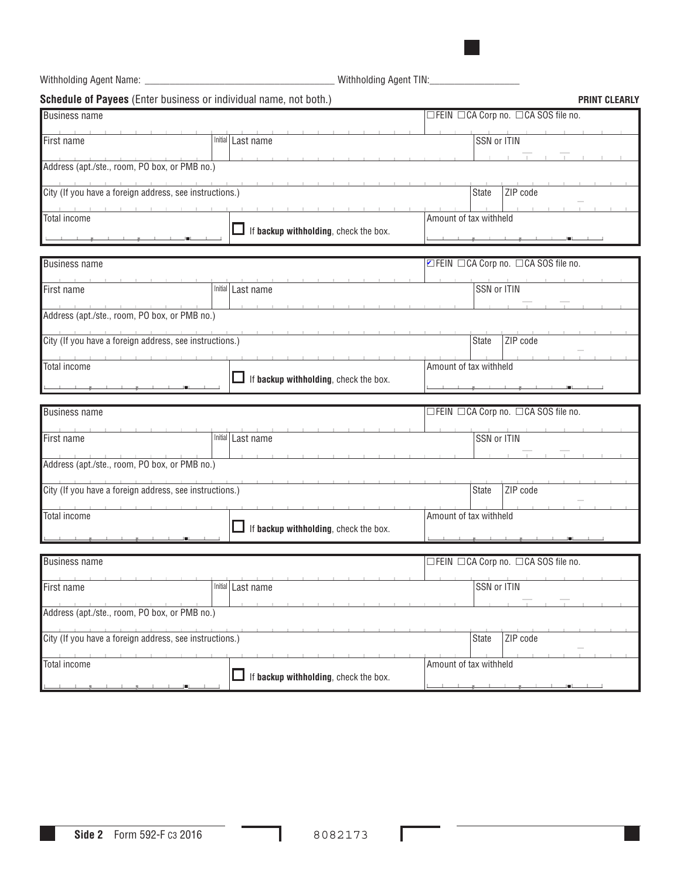Withholding Agent Name: ______________________________________ Withholding Agent TIN:__________________

**Schedule of Payees** (Enter business or individual name, not both.) **PRINT CLEARLY**

| Business name | | | ☐FEIN ☐CA Corp no. ☐CA SOS file no. | |
|---|---|---|---|---|
| First name | Initial | Last name | SSN or ITIN | |
| Address (apt./ste., room, PO box, or PMB no.) | | | | |
| City (If you have a foreign address, see instructions.) | | | State | ZIP code |
| Total income | ☐ If **backup withholding**, check the box. | | Amount of tax withheld | |

| Business name | | | ☑FEIN ☐CA Corp no. ☐CA SOS file no. | |
|---|---|---|---|---|
| First name | Initial | Last name | SSN or ITIN | |
| Address (apt./ste., room, PO box, or PMB no.) | | | | |
| City (If you have a foreign address, see instructions.) | | | State | ZIP code |
| Total income | ☐ If **backup withholding**, check the box. | | Amount of tax withheld | |

| Business name | | | ☐FEIN ☐CA Corp no. ☐CA SOS file no. | |
|---|---|---|---|---|
| First name | Initial | Last name | SSN or ITIN | |
| Address (apt./ste., room, PO box, or PMB no.) | | | | |
| City (If you have a foreign address, see instructions.) | | | State | ZIP code |
| Total income | ☐ If **backup withholding**, check the box. | | Amount of tax withheld | |

| Business name | | | ☐FEIN ☐CA Corp no. ☐CA SOS file no. | |
|---|---|---|---|---|
| First name | Initial | Last name | SSN or ITIN | |
| Address (apt./ste., room, PO box, or PMB no.) | | | | |
| City (If you have a foreign address, see instructions.) | | | State | ZIP code |
| Total income | ☐ If **backup withholding**, check the box. | | Amount of tax withheld | |

**Side 2** Form 592-F C3 2016 8082173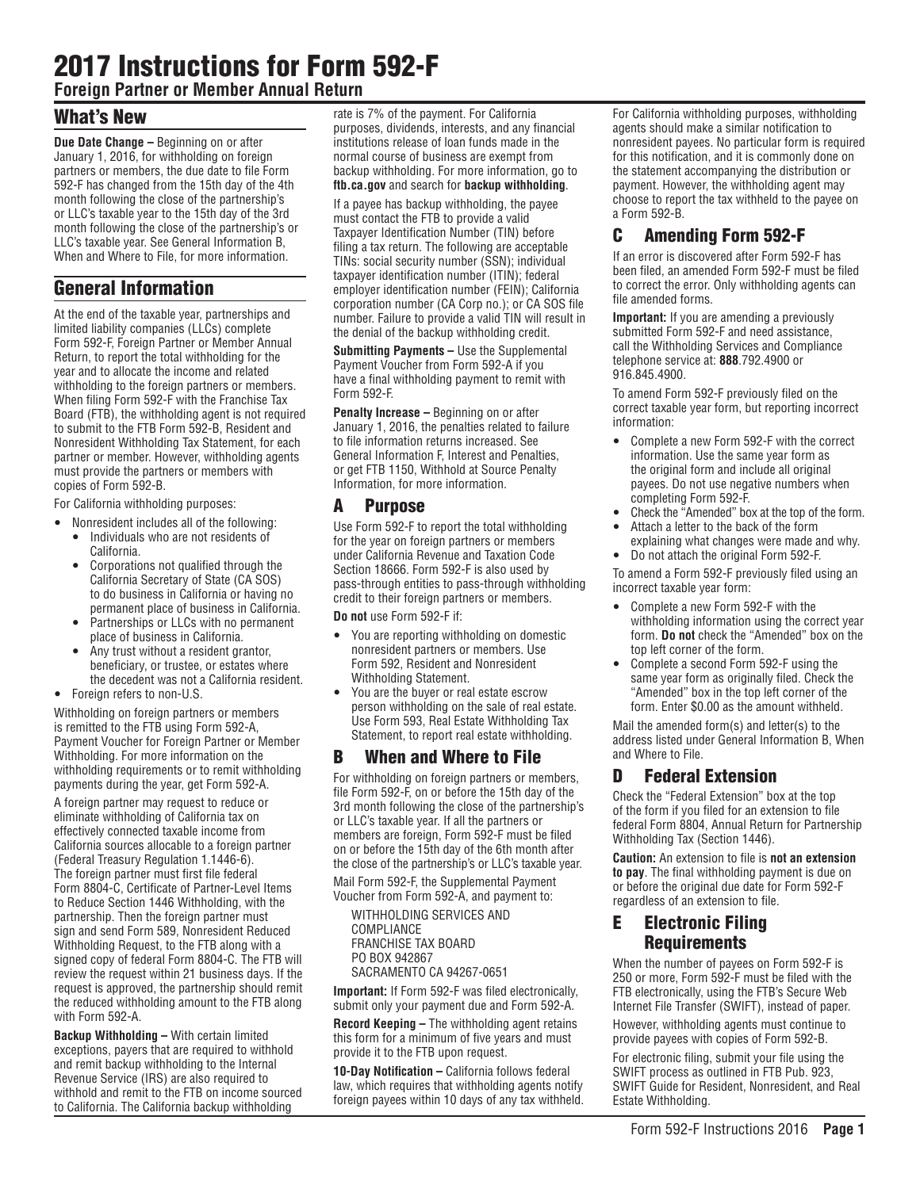# 2017 Instructions for Form 592-F

**Foreign Partner or Member Annual Return**

## What's New

**Due Date Change –** Beginning on or after January 1, 2016, for withholding on foreign partners or members, the due date to file Form 592-F has changed from the 15th day of the 4th month following the close of the partnership's or LLC's taxable year to the 15th day of the 3rd month following the close of the partnership's or LLC's taxable year. See General Information B, When and Where to File, for more information.

## General Information

At the end of the taxable year, partnerships and limited liability companies (LLCs) complete Form 592-F, Foreign Partner or Member Annual Return, to report the total withholding for the year and to allocate the income and related withholding to the foreign partners or members. When filing Form 592-F with the Franchise Tax Board (FTB), the withholding agent is not required to submit to the FTB Form 592-B, Resident and Nonresident Withholding Tax Statement, for each partner or member. However, withholding agents must provide the partners or members with copies of Form 592-B.

For California withholding purposes:

- Nonresident includes all of the following:
  - Individuals who are not residents of California.
  - Corporations not qualified through the California Secretary of State (CA SOS) to do business in California or having no permanent place of business in California.
  - Partnerships or LLCs with no permanent place of business in California.
  - Any trust without a resident grantor, beneficiary, or trustee, or estates where the decedent was not a California resident.
- Foreign refers to non-U.S.

Withholding on foreign partners or members is remitted to the FTB using Form 592-A, Payment Voucher for Foreign Partner or Member Withholding. For more information on the withholding requirements or to remit withholding payments during the year, get Form 592-A.

A foreign partner may request to reduce or eliminate withholding of California tax on effectively connected taxable income from California sources allocable to a foreign partner (Federal Treasury Regulation 1.1446-6). The foreign partner must first file federal Form 8804-C, Certificate of Partner-Level Items to Reduce Section 1446 Withholding, with the partnership. Then the foreign partner must sign and send Form 589, Nonresident Reduced Withholding Request, to the FTB along with a signed copy of federal Form 8804-C. The FTB will review the request within 21 business days. If the request is approved, the partnership should remit the reduced withholding amount to the FTB along with Form 592-A.

**Backup Withholding –** With certain limited exceptions, payers that are required to withhold and remit backup withholding to the Internal Revenue Service (IRS) are also required to withhold and remit to the FTB on income sourced to California. The California backup withholding rate is 7% of the payment. For California purposes, dividends, interests, and any financial institutions release of loan funds made in the normal course of business are exempt from backup withholding. For more information, go to **ftb.ca.gov** and search for **backup withholding**.

If a payee has backup withholding, the payee must contact the FTB to provide a valid Taxpayer Identification Number (TIN) before filing a tax return. The following are acceptable TINs: social security number (SSN); individual taxpayer identification number (ITIN); federal employer identification number (FEIN); California corporation number (CA Corp no.); or CA SOS file number. Failure to provide a valid TIN will result in the denial of the backup withholding credit.

**Submitting Payments –** Use the Supplemental Payment Voucher from Form 592-A if you have a final withholding payment to remit with Form 592-F.

**Penalty Increase –** Beginning on or after January 1, 2016, the penalties related to failure to file information returns increased. See General Information F, Interest and Penalties, or get FTB 1150, Withhold at Source Penalty Information, for more information.

## A Purpose

Use Form 592-F to report the total withholding for the year on foreign partners or members under California Revenue and Taxation Code Section 18666. Form 592-F is also used by pass-through entities to pass-through withholding credit to their foreign partners or members.

**Do not** use Form 592-F if:

- You are reporting withholding on domestic nonresident partners or members. Use Form 592, Resident and Nonresident Withholding Statement.
- You are the buyer or real estate escrow person withholding on the sale of real estate. Use Form 593, Real Estate Withholding Tax Statement, to report real estate withholding.

## B When and Where to File

For withholding on foreign partners or members, file Form 592-F, on or before the 15th day of the 3rd month following the close of the partnership's or LLC's taxable year. If all the partners or members are foreign, Form 592-F must be filed on or before the 15th day of the 6th month after the close of the partnership's or LLC's taxable year.

Mail Form 592-F, the Supplemental Payment Voucher from Form 592-A, and payment to:

WITHHOLDING SERVICES AND COMPLIANCE
FRANCHISE TAX BOARD
PO BOX 942867
SACRAMENTO CA 94267-0651

**Important:** If Form 592-F was filed electronically, submit only your payment due and Form 592-A.

**Record Keeping –** The withholding agent retains this form for a minimum of five years and must provide it to the FTB upon request.

**10-Day Notification –** California follows federal law, which requires that withholding agents notify foreign payees within 10 days of any tax withheld. For California withholding purposes, withholding agents should make a similar notification to nonresident payees. No particular form is required for this notification, and it is commonly done on the statement accompanying the distribution or payment. However, the withholding agent may choose to report the tax withheld to the payee on a Form 592-B.

## C Amending Form 592-F

If an error is discovered after Form 592-F has been filed, an amended Form 592-F must be filed to correct the error. Only withholding agents can file amended forms.

**Important:** If you are amending a previously submitted Form 592-F and need assistance, call the Withholding Services and Compliance telephone service at: **888**.792.4900 or 916.845.4900.

To amend Form 592-F previously filed on the correct taxable year form, but reporting incorrect information:

- Complete a new Form 592-F with the correct information. Use the same year form as the original form and include all original payees. Do not use negative numbers when completing Form 592-F.
- Check the "Amended" box at the top of the form.
- Attach a letter to the back of the form explaining what changes were made and why.
- Do not attach the original Form 592-F.

To amend a Form 592-F previously filed using an incorrect taxable year form:

- Complete a new Form 592-F with the withholding information using the correct year form. **Do not** check the "Amended" box on the top left corner of the form.
- Complete a second Form 592-F using the same year form as originally filed. Check the "Amended" box in the top left corner of the form. Enter $0.00 as the amount withheld.

Mail the amended form(s) and letter(s) to the address listed under General Information B, When and Where to File.

## D Federal Extension

Check the "Federal Extension" box at the top of the form if you filed for an extension to file federal Form 8804, Annual Return for Partnership Withholding Tax (Section 1446).

**Caution:** An extension to file is **not an extension to pay**. The final withholding payment is due on or before the original due date for Form 592-F regardless of an extension to file.

## E Electronic Filing Requirements

When the number of payees on Form 592-F is 250 or more, Form 592-F must be filed with the FTB electronically, using the FTB's Secure Web Internet File Transfer (SWIFT), instead of paper.

However, withholding agents must continue to provide payees with copies of Form 592-B.

For electronic filing, submit your file using the SWIFT process as outlined in FTB Pub. 923, SWIFT Guide for Resident, Nonresident, and Real Estate Withholding.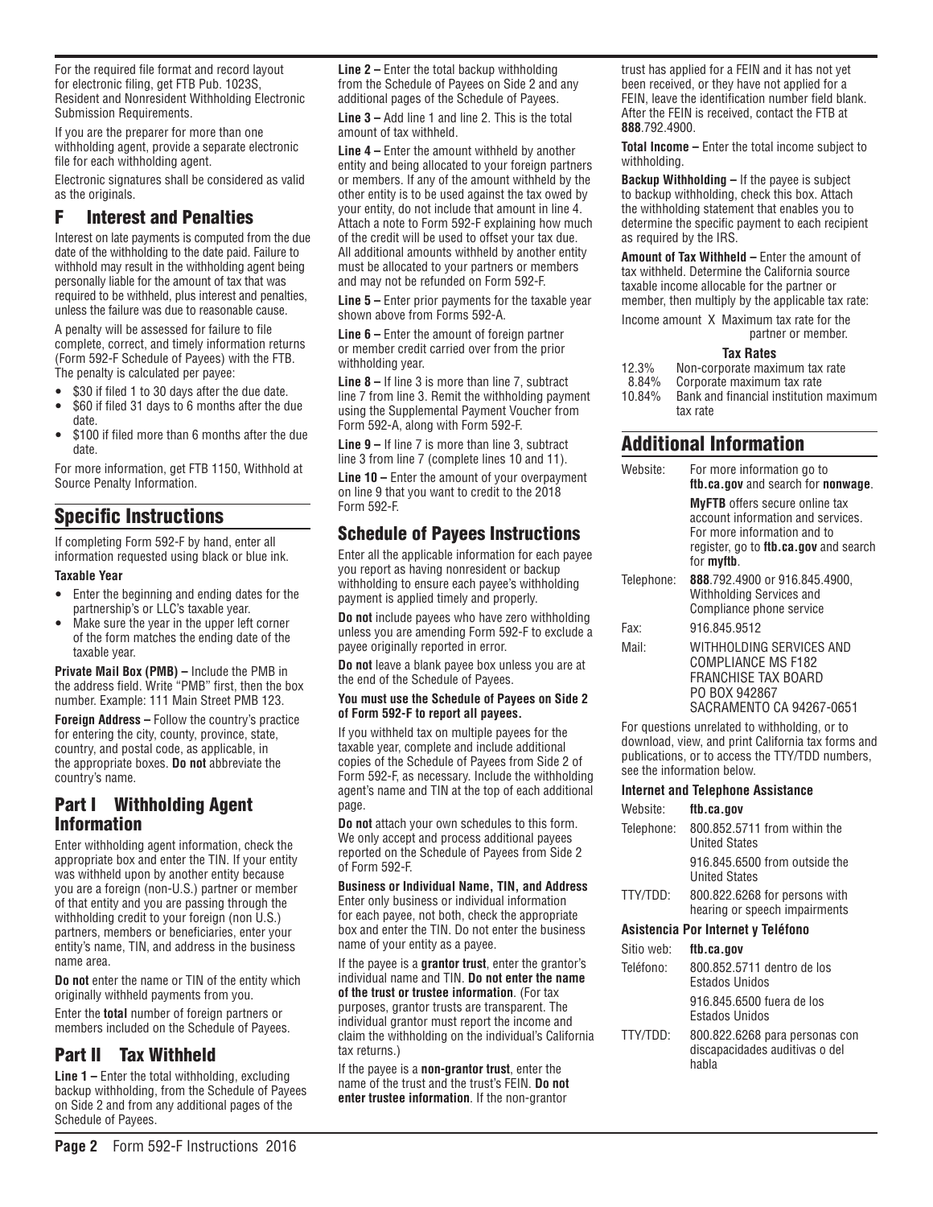For the required file format and record layout for electronic filing, get FTB Pub. 1023S, Resident and Nonresident Withholding Electronic Submission Requirements.

If you are the preparer for more than one withholding agent, provide a separate electronic file for each withholding agent.

Electronic signatures shall be considered as valid as the originals.

## F Interest and Penalties

Interest on late payments is computed from the due date of the withholding to the date paid. Failure to withhold may result in the withholding agent being personally liable for the amount of tax that was required to be withheld, plus interest and penalties, unless the failure was due to reasonable cause.

A penalty will be assessed for failure to file complete, correct, and timely information returns (Form 592-F Schedule of Payees) with the FTB. The penalty is calculated per payee:

- $30 if filed 1 to 30 days after the due date.
- $60 if filed 31 days to 6 months after the due date.
- $100 if filed more than 6 months after the due date.

For more information, get FTB 1150, Withhold at Source Penalty Information.

# Specific Instructions

If completing Form 592-F by hand, enter all information requested using black or blue ink.

**Taxable Year**

- Enter the beginning and ending dates for the partnership's or LLC's taxable year.
- Make sure the year in the upper left corner of the form matches the ending date of the taxable year.

**Private Mail Box (PMB) –** Include the PMB in the address field. Write "PMB" first, then the box number. Example: 111 Main Street PMB 123.

**Foreign Address –** Follow the country's practice for entering the city, county, province, state, country, and postal code, as applicable, in the appropriate boxes. **Do not** abbreviate the country's name.

## Part I Withholding Agent Information

Enter withholding agent information, check the appropriate box and enter the TIN. If your entity was withheld upon by another entity because you are a foreign (non-U.S.) partner or member of that entity and you are passing through the withholding credit to your foreign (non U.S.) partners, members or beneficiaries, enter your entity's name, TIN, and address in the business name area.

**Do not** enter the name or TIN of the entity which originally withheld payments from you.

Enter the **total** number of foreign partners or members included on the Schedule of Payees.

## Part II Tax Withheld

**Line 1 –** Enter the total withholding, excluding backup withholding, from the Schedule of Payees on Side 2 and from any additional pages of the Schedule of Payees.

**Line 2 –** Enter the total backup withholding from the Schedule of Payees on Side 2 and any additional pages of the Schedule of Payees.

**Line 3 –** Add line 1 and line 2. This is the total amount of tax withheld.

**Line 4 –** Enter the amount withheld by another entity and being allocated to your foreign partners or members. If any of the amount withheld by the other entity is to be used against the tax owed by your entity, do not include that amount in line 4. Attach a note to Form 592-F explaining how much of the credit will be used to offset your tax due. All additional amounts withheld by another entity must be allocated to your partners or members and may not be refunded on Form 592-F.

**Line 5 –** Enter prior payments for the taxable year shown above from Forms 592-A.

**Line 6 –** Enter the amount of foreign partner or member credit carried over from the prior withholding year.

**Line 8 –** If line 3 is more than line 7, subtract line 7 from line 3. Remit the withholding payment using the Supplemental Payment Voucher from Form 592-A, along with Form 592-F.

**Line 9 –** If line 7 is more than line 3, subtract line 3 from line 7 (complete lines 10 and 11).

**Line 10 –** Enter the amount of your overpayment on line 9 that you want to credit to the 2018 Form 592-F.

## Schedule of Payees Instructions

Enter all the applicable information for each payee you report as having nonresident or backup withholding to ensure each payee's withholding payment is applied timely and properly.

**Do not** include payees who have zero withholding unless you are amending Form 592-F to exclude a payee originally reported in error.

**Do not** leave a blank payee box unless you are at the end of the Schedule of Payees.

**You must use the Schedule of Payees on Side 2 of Form 592-F to report all payees.**

If you withheld tax on multiple payees for the taxable year, complete and include additional copies of the Schedule of Payees from Side 2 of Form 592-F, as necessary. Include the withholding agent's name and TIN at the top of each additional page.

**Do not** attach your own schedules to this form. We only accept and process additional payees reported on the Schedule of Payees from Side 2 of Form 592-F.

**Business or Individual Name, TIN, and Address**
Enter only business or individual information for each payee, not both, check the appropriate box and enter the TIN. Do not enter the business name of your entity as a payee.

If the payee is a **grantor trust**, enter the grantor's individual name and TIN. **Do not enter the name of the trust or trustee information**. (For tax purposes, grantor trusts are transparent. The individual grantor must report the income and claim the withholding on the individual's California tax returns.)

If the payee is a **non-grantor trust**, enter the name of the trust and the trust's FEIN. **Do not enter trustee information**. If the non-grantor trust has applied for a FEIN and it has not yet been received, or they have not applied for a FEIN, leave the identification number field blank. After the FEIN is received, contact the FTB at **888**.792.4900.

**Total Income –** Enter the total income subject to withholding.

**Backup Withholding –** If the payee is subject to backup withholding, check this box. Attach the withholding statement that enables you to determine the specific payment to each recipient as required by the IRS.

**Amount of Tax Withheld –** Enter the amount of tax withheld. Determine the California source taxable income allocable for the partner or member, then multiply by the applicable tax rate:

Income amount X Maximum tax rate for the partner or member.

**Tax Rates**

| | |
|---|---|
| 12.3% | Non-corporate maximum tax rate |
| 8.84% | Corporate maximum tax rate |
| 10.84% | Bank and financial institution maximum tax rate |

# Additional Information

| | |
|---|---|
| Website: | For more information go to **ftb.ca.gov** and search for **nonwage**. |
| | **MyFTB** offers secure online tax account information and services. For more information and to register, go to **ftb.ca.gov** and search for **myftb**. |
| Telephone: | **888**.792.4900 or 916.845.4900, Withholding Services and Compliance phone service |
| Fax: | 916.845.9512 |
| Mail: | WITHHOLDING SERVICES AND COMPLIANCE MS F182 FRANCHISE TAX BOARD PO BOX 942867 SACRAMENTO CA 94267-0651 |

For questions unrelated to withholding, or to download, view, and print California tax forms and publications, or to access the TTY/TDD numbers, see the information below.

**Internet and Telephone Assistance**

| | |
|---|---|
| Website: | **ftb.ca.gov** |
| Telephone: | 800.852.5711 from within the United States |
| | 916.845.6500 from outside the United States |
| TTY/TDD: | 800.822.6268 for persons with hearing or speech impairments |

**Asistencia Por Internet y Teléfono**

| | |
|---|---|
| Sitio web: | **ftb.ca.gov** |
| Teléfono: | 800.852.5711 dentro de los Estados Unidos |
| | 916.845.6500 fuera de los Estados Unidos |
| TTY/TDD: | 800.822.6268 para personas con discapacidades auditivas o del habla |